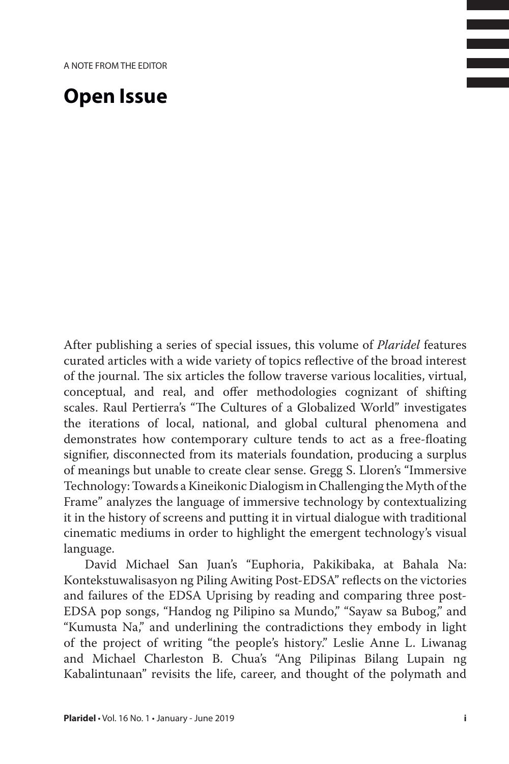A NOTE FROM THE EDITOR

# Open Issue

After publishing a series of special issues, this volume of *Plaridel* features curated articles with a wide variety of topics reflective of the broad interest of the journal. The six articles the follow traverse various localities, virtual, conceptual, and real, and offer methodologies cognizant of shifting scales. Raul Pertierra's "The Cultures of a Globalized World" investigates the iterations of local, national, and global cultural phenomena and demonstrates how contemporary culture tends to act as a free-floating signifier, disconnected from its materials foundation, producing a surplus of meanings but unable to create clear sense. Gregg S. Lloren's "Immersive Technology: Towards a Kineikonic Dialogism in Challenging the Myth of the Frame" analyzes the language of immersive technology by contextualizing it in the history of screens and putting it in virtual dialogue with traditional cinematic mediums in order to highlight the emergent technology's visual language.

David Michael San Juan's "Euphoria, Pakikibaka, at Bahala Na: Kontekstuwalisasyon ng Piling Awiting Post-EDSA" reflects on the victories and failures of the EDSA Uprising by reading and comparing three post-EDSA pop songs, "Handog ng Pilipino sa Mundo," "Sayaw sa Bubog," and "Kumusta Na," and underlining the contradictions they embody in light of the project of writing "the people's history." Leslie Anne L. Liwanag and Michael Charleston B. Chua's "Ang Pilipinas Bilang Lupain ng Kabalintunaan" revisits the life, career, and thought of the polymath and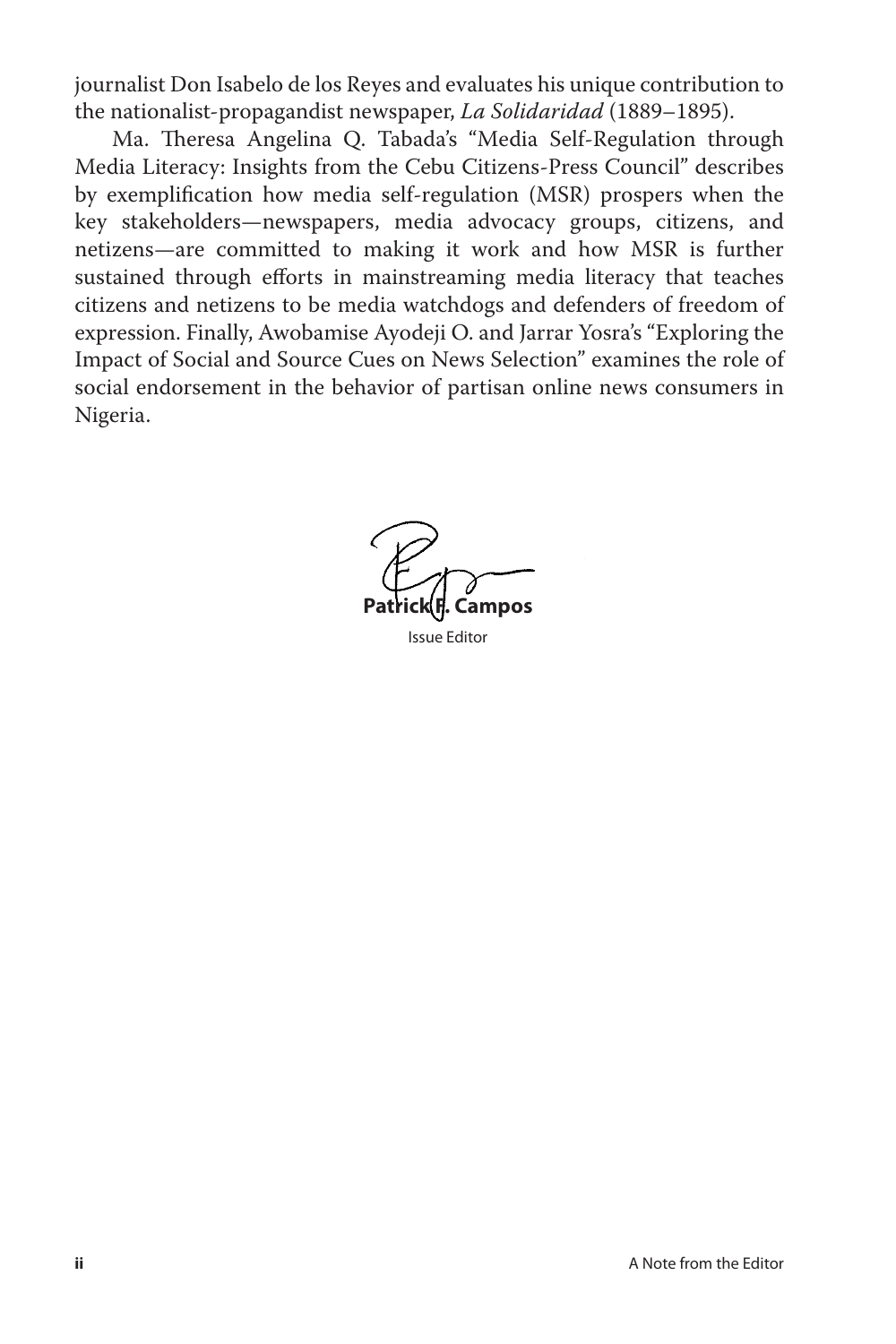journalist Don Isabelo de los Reyes and evaluates his unique contribution to the nationalist-propagandist newspaper, *La Solidaridad* (1889–1895).

Ma. Theresa Angelina Q. Tabada's "Media Self-Regulation through Media Literacy: Insights from the Cebu Citizens-Press Council" describes by exemplification how media self-regulation (MSR) prospers when the key stakeholders—newspapers, media advocacy groups, citizens, and netizens—are committed to making it work and how MSR is further sustained through efforts in mainstreaming media literacy that teaches citizens and netizens to be media watchdogs and defenders of freedom of expression. Finally, Awobamise Ayodeji O. and Jarrar Yosra's "Exploring the Impact of Social and Source Cues on News Selection" examines the role of social endorsement in the behavior of partisan online news consumers in Nigeria.

**Patrick F. Campos**
Issue Editor